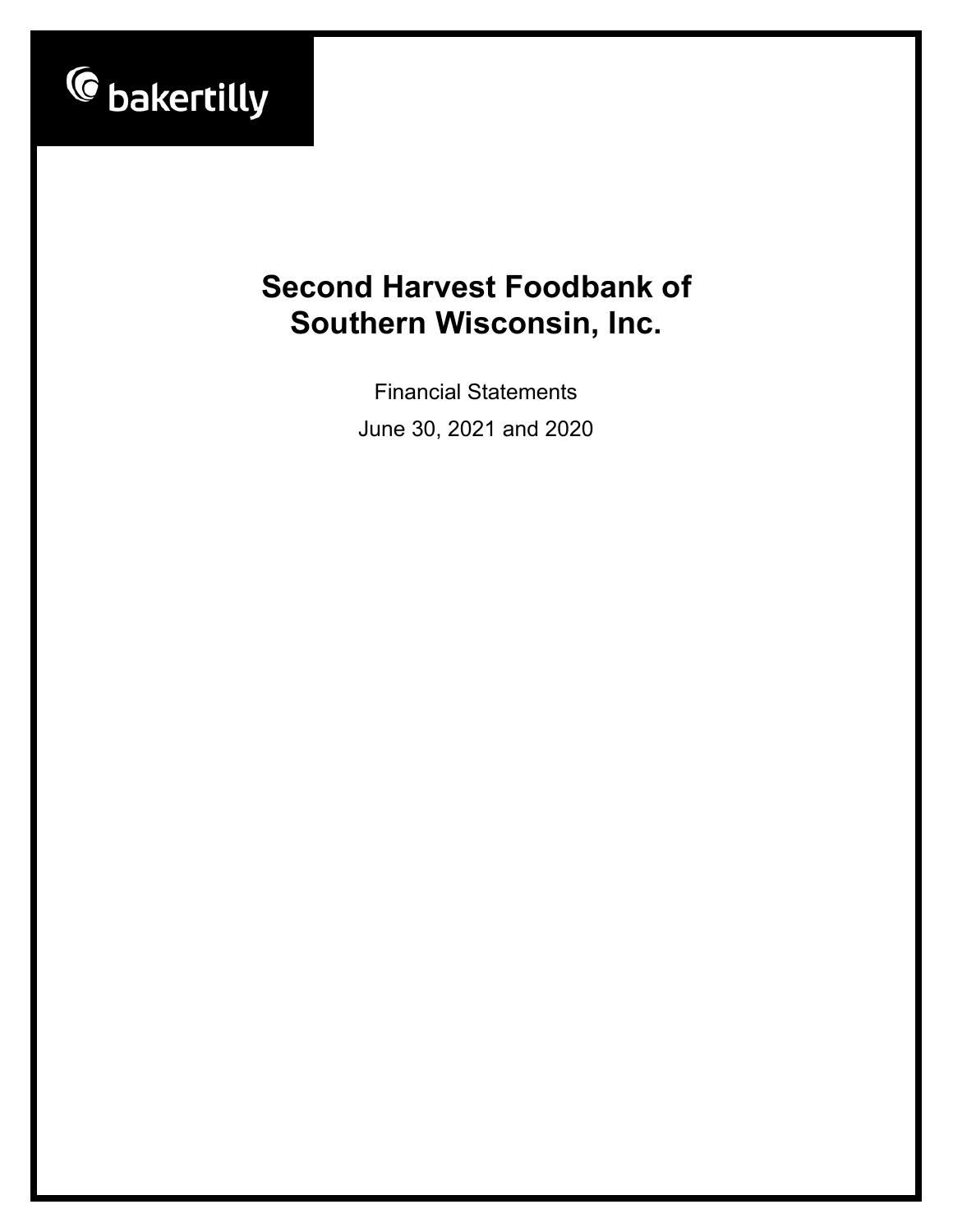bakertilly

# Second Harvest Foodbank of Southern Wisconsin, Inc.

Financial Statements

June 30, 2021 and 2020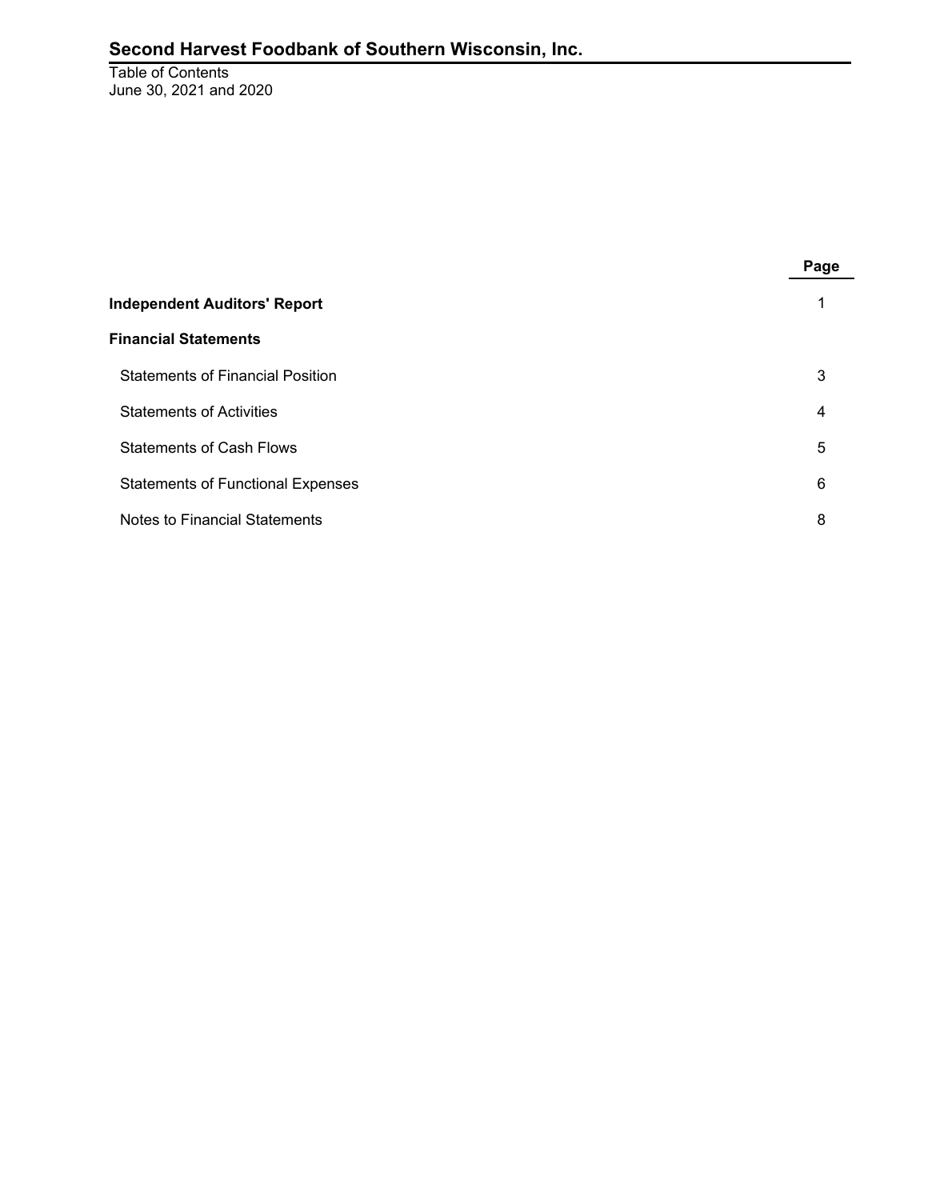# Second Harvest Foodbank of Southern Wisconsin, Inc.

Table of Contents
June 30, 2021 and 2020

| | Page |
|---|---|
| **Independent Auditors' Report** | 1 |
| **Financial Statements** | |
| Statements of Financial Position | 3 |
| Statements of Activities | 4 |
| Statements of Cash Flows | 5 |
| Statements of Functional Expenses | 6 |
| Notes to Financial Statements | 8 |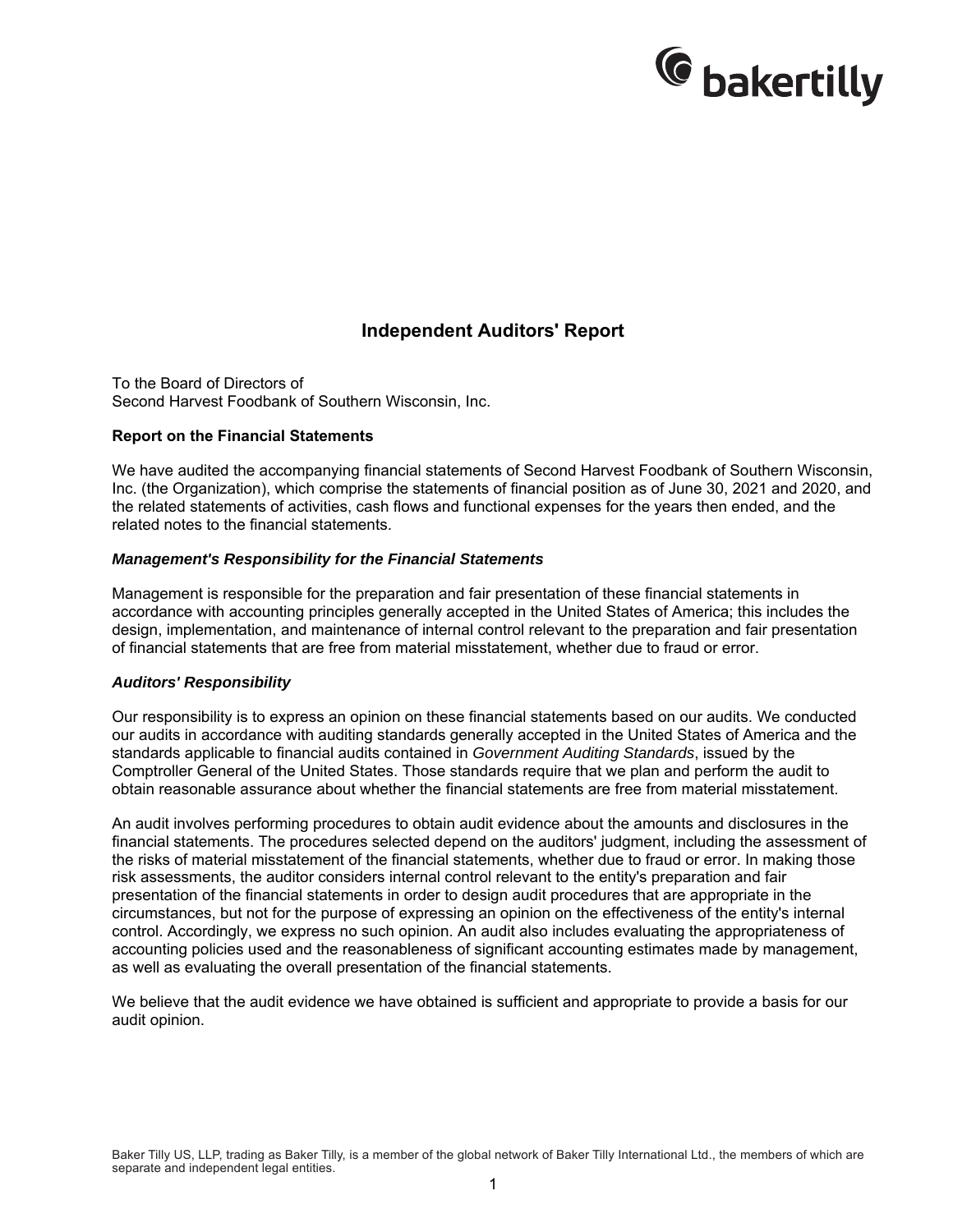# Independent Auditors' Report

To the Board of Directors of
Second Harvest Foodbank of Southern Wisconsin, Inc.

**Report on the Financial Statements**

We have audited the accompanying financial statements of Second Harvest Foodbank of Southern Wisconsin, Inc. (the Organization), which comprise the statements of financial position as of June 30, 2021 and 2020, and the related statements of activities, cash flows and functional expenses for the years then ended, and the related notes to the financial statements.

***Management's Responsibility for the Financial Statements***

Management is responsible for the preparation and fair presentation of these financial statements in accordance with accounting principles generally accepted in the United States of America; this includes the design, implementation, and maintenance of internal control relevant to the preparation and fair presentation of financial statements that are free from material misstatement, whether due to fraud or error.

***Auditors' Responsibility***

Our responsibility is to express an opinion on these financial statements based on our audits. We conducted our audits in accordance with auditing standards generally accepted in the United States of America and the standards applicable to financial audits contained in *Government Auditing Standards*, issued by the Comptroller General of the United States. Those standards require that we plan and perform the audit to obtain reasonable assurance about whether the financial statements are free from material misstatement.

An audit involves performing procedures to obtain audit evidence about the amounts and disclosures in the financial statements. The procedures selected depend on the auditors' judgment, including the assessment of the risks of material misstatement of the financial statements, whether due to fraud or error. In making those risk assessments, the auditor considers internal control relevant to the entity's preparation and fair presentation of the financial statements in order to design audit procedures that are appropriate in the circumstances, but not for the purpose of expressing an opinion on the effectiveness of the entity's internal control. Accordingly, we express no such opinion. An audit also includes evaluating the appropriateness of accounting policies used and the reasonableness of significant accounting estimates made by management, as well as evaluating the overall presentation of the financial statements.

We believe that the audit evidence we have obtained is sufficient and appropriate to provide a basis for our audit opinion.

Baker Tilly US, LLP, trading as Baker Tilly, is a member of the global network of Baker Tilly International Ltd., the members of which are separate and independent legal entities.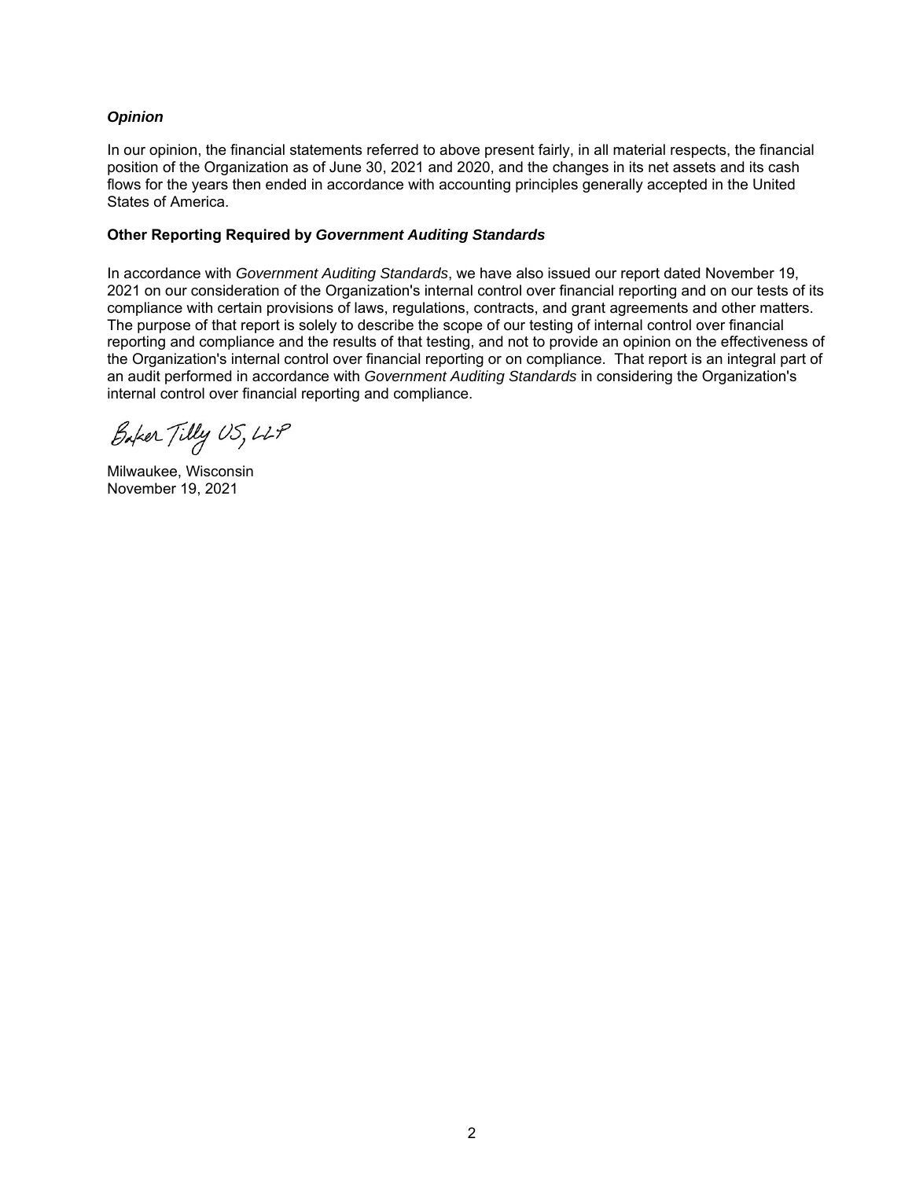### *Opinion*

In our opinion, the financial statements referred to above present fairly, in all material respects, the financial position of the Organization as of June 30, 2021 and 2020, and the changes in its net assets and its cash flows for the years then ended in accordance with accounting principles generally accepted in the United States of America.

### Other Reporting Required by *Government Auditing Standards*

In accordance with *Government Auditing Standards*, we have also issued our report dated November 19, 2021 on our consideration of the Organization's internal control over financial reporting and on our tests of its compliance with certain provisions of laws, regulations, contracts, and grant agreements and other matters. The purpose of that report is solely to describe the scope of our testing of internal control over financial reporting and compliance and the results of that testing, and not to provide an opinion on the effectiveness of the Organization's internal control over financial reporting or on compliance. That report is an integral part of an audit performed in accordance with *Government Auditing Standards* in considering the Organization's internal control over financial reporting and compliance.

Baker Tilly US, LLP

Milwaukee, Wisconsin
November 19, 2021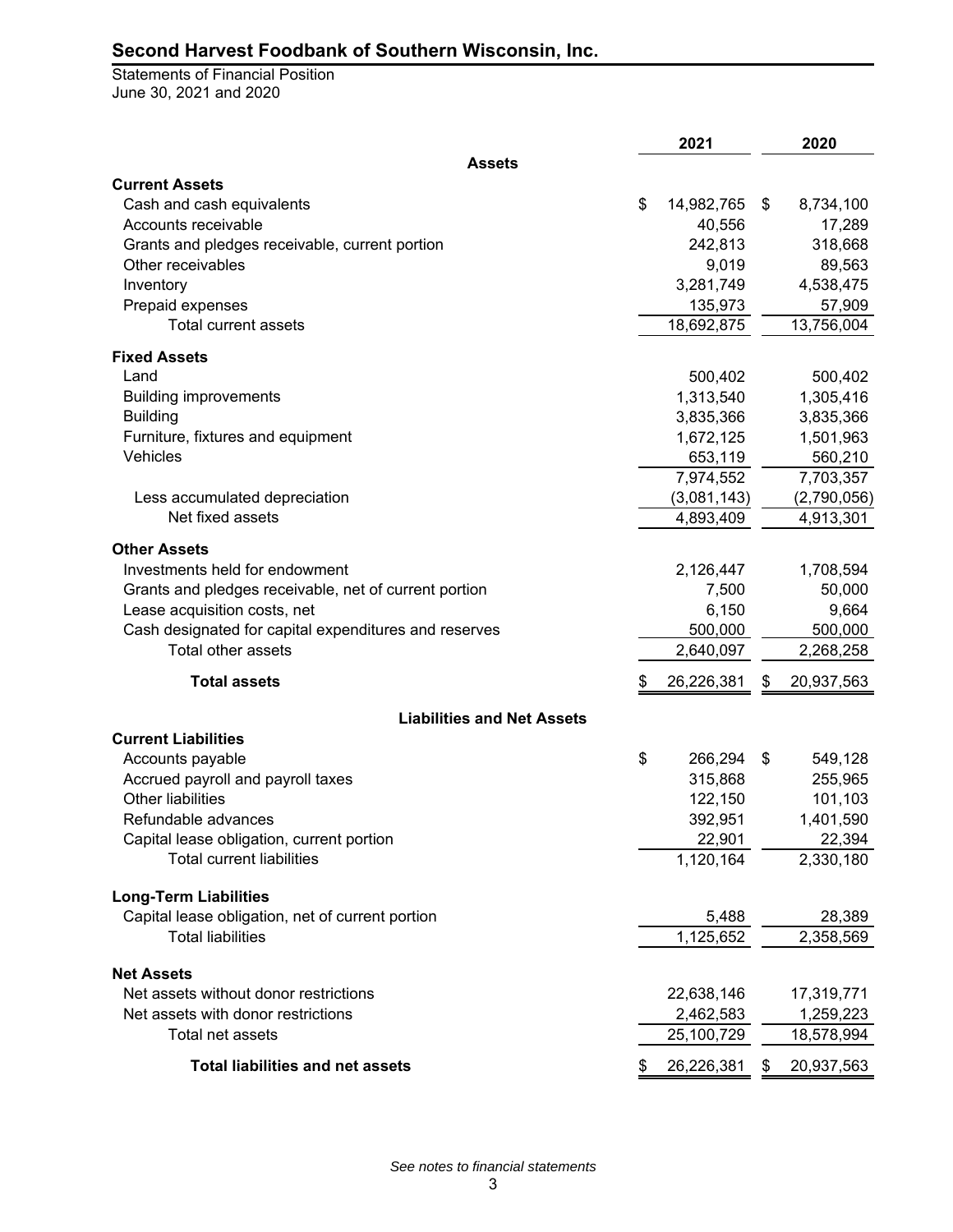# Second Harvest Foodbank of Southern Wisconsin, Inc.

Statements of Financial Position
June 30, 2021 and 2020

| | 2021 | 2020 |
|---|---|---|
| **Assets** | | |
| **Current Assets** | | |
| Cash and cash equivalents | $ 14,982,765 | $ 8,734,100 |
| Accounts receivable | 40,556 | 17,289 |
| Grants and pledges receivable, current portion | 242,813 | 318,668 |
| Other receivables | 9,019 | 89,563 |
| Inventory | 3,281,749 | 4,538,475 |
| Prepaid expenses | 135,973 | 57,909 |
| Total current assets | 18,692,875 | 13,756,004 |
| **Fixed Assets** | | |
| Land | 500,402 | 500,402 |
| Building improvements | 1,313,540 | 1,305,416 |
| Building | 3,835,366 | 3,835,366 |
| Furniture, fixtures and equipment | 1,672,125 | 1,501,963 |
| Vehicles | 653,119 | 560,210 |
| | 7,974,552 | 7,703,357 |
| Less accumulated depreciation | (3,081,143) | (2,790,056) |
| Net fixed assets | 4,893,409 | 4,913,301 |
| **Other Assets** | | |
| Investments held for endowment | 2,126,447 | 1,708,594 |
| Grants and pledges receivable, net of current portion | 7,500 | 50,000 |
| Lease acquisition costs, net | 6,150 | 9,664 |
| Cash designated for capital expenditures and reserves | 500,000 | 500,000 |
| Total other assets | 2,640,097 | 2,268,258 |
| **Total assets** | $ 26,226,381 | $ 20,937,563 |
| **Liabilities and Net Assets** | | |
| **Current Liabilities** | | |
| Accounts payable | $ 266,294 | $ 549,128 |
| Accrued payroll and payroll taxes | 315,868 | 255,965 |
| Other liabilities | 122,150 | 101,103 |
| Refundable advances | 392,951 | 1,401,590 |
| Capital lease obligation, current portion | 22,901 | 22,394 |
| Total current liabilities | 1,120,164 | 2,330,180 |
| **Long-Term Liabilities** | | |
| Capital lease obligation, net of current portion | 5,488 | 28,389 |
| Total liabilities | 1,125,652 | 2,358,569 |
| **Net Assets** | | |
| Net assets without donor restrictions | 22,638,146 | 17,319,771 |
| Net assets with donor restrictions | 2,462,583 | 1,259,223 |
| Total net assets | 25,100,729 | 18,578,994 |
| **Total liabilities and net assets** | $ 26,226,381 | $ 20,937,563 |

*See notes to financial statements*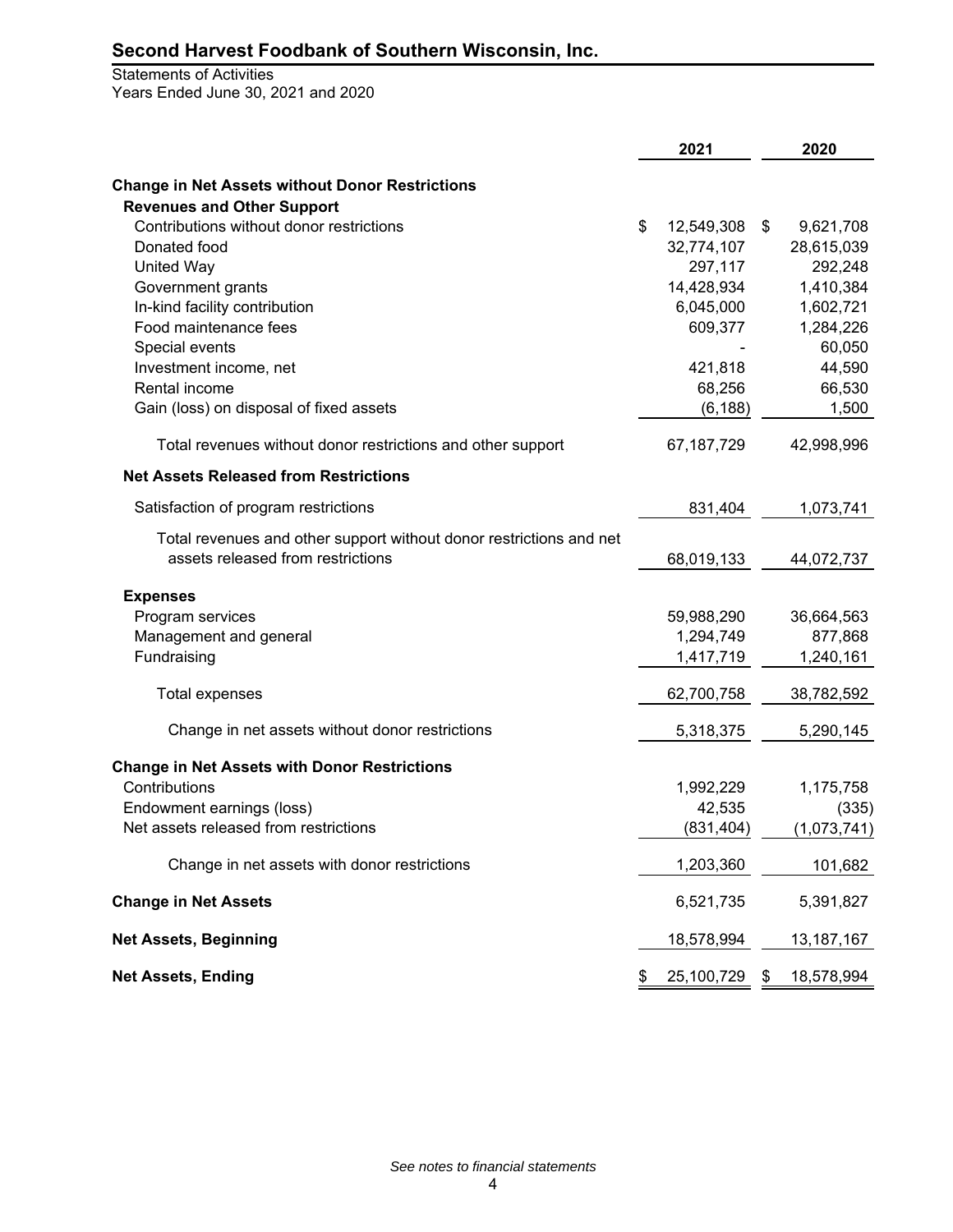# Second Harvest Foodbank of Southern Wisconsin, Inc.

Statements of Activities
Years Ended June 30, 2021 and 2020

| | 2021 | 2020 |
|---|---|---|
| **Change in Net Assets without Donor Restrictions** | | |
| **Revenues and Other Support** | | |
| Contributions without donor restrictions | $ 12,549,308 | $ 9,621,708 |
| Donated food | 32,774,107 | 28,615,039 |
| United Way | 297,117 | 292,248 |
| Government grants | 14,428,934 | 1,410,384 |
| In-kind facility contribution | 6,045,000 | 1,602,721 |
| Food maintenance fees | 609,377 | 1,284,226 |
| Special events | - | 60,050 |
| Investment income, net | 421,818 | 44,590 |
| Rental income | 68,256 | 66,530 |
| Gain (loss) on disposal of fixed assets | (6,188) | 1,500 |
| Total revenues without donor restrictions and other support | 67,187,729 | 42,998,996 |
| **Net Assets Released from Restrictions** | | |
| Satisfaction of program restrictions | 831,404 | 1,073,741 |
| Total revenues and other support without donor restrictions and net assets released from restrictions | 68,019,133 | 44,072,737 |
| **Expenses** | | |
| Program services | 59,988,290 | 36,664,563 |
| Management and general | 1,294,749 | 877,868 |
| Fundraising | 1,417,719 | 1,240,161 |
| Total expenses | 62,700,758 | 38,782,592 |
| Change in net assets without donor restrictions | 5,318,375 | 5,290,145 |
| **Change in Net Assets with Donor Restrictions** | | |
| Contributions | 1,992,229 | 1,175,758 |
| Endowment earnings (loss) | 42,535 | (335) |
| Net assets released from restrictions | (831,404) | (1,073,741) |
| Change in net assets with donor restrictions | 1,203,360 | 101,682 |
| **Change in Net Assets** | 6,521,735 | 5,391,827 |
| **Net Assets, Beginning** | 18,578,994 | 13,187,167 |
| **Net Assets, Ending** | $ 25,100,729 | $ 18,578,994 |

*See notes to financial statements*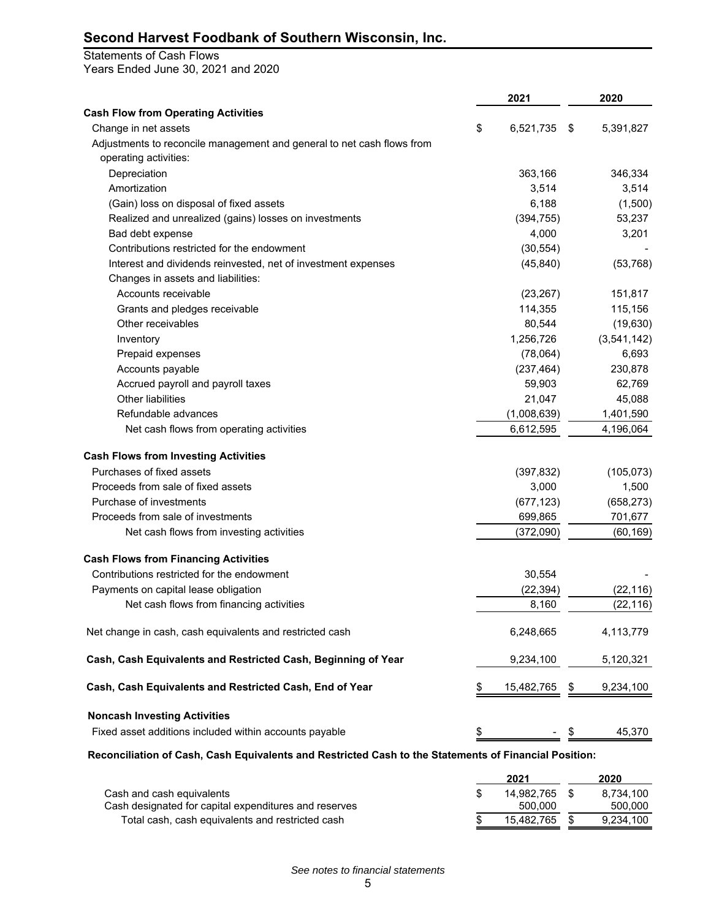# Second Harvest Foodbank of Southern Wisconsin, Inc.

Statements of Cash Flows
Years Ended June 30, 2021 and 2020

| | 2021 | 2020 |
|---|---|---|
| **Cash Flow from Operating Activities** | | |
| Change in net assets | $ 6,521,735 | $ 5,391,827 |
| Adjustments to reconcile management and general to net cash flows from operating activities: | | |
| Depreciation | 363,166 | 346,334 |
| Amortization | 3,514 | 3,514 |
| (Gain) loss on disposal of fixed assets | 6,188 | (1,500) |
| Realized and unrealized (gains) losses on investments | (394,755) | 53,237 |
| Bad debt expense | 4,000 | 3,201 |
| Contributions restricted for the endowment | (30,554) | - |
| Interest and dividends reinvested, net of investment expenses | (45,840) | (53,768) |
| Changes in assets and liabilities: | | |
| Accounts receivable | (23,267) | 151,817 |
| Grants and pledges receivable | 114,355 | 115,156 |
| Other receivables | 80,544 | (19,630) |
| Inventory | 1,256,726 | (3,541,142) |
| Prepaid expenses | (78,064) | 6,693 |
| Accounts payable | (237,464) | 230,878 |
| Accrued payroll and payroll taxes | 59,903 | 62,769 |
| Other liabilities | 21,047 | 45,088 |
| Refundable advances | (1,008,639) | 1,401,590 |
| Net cash flows from operating activities | 6,612,595 | 4,196,064 |
| **Cash Flows from Investing Activities** | | |
| Purchases of fixed assets | (397,832) | (105,073) |
| Proceeds from sale of fixed assets | 3,000 | 1,500 |
| Purchase of investments | (677,123) | (658,273) |
| Proceeds from sale of investments | 699,865 | 701,677 |
| Net cash flows from investing activities | (372,090) | (60,169) |
| **Cash Flows from Financing Activities** | | |
| Contributions restricted for the endowment | 30,554 | - |
| Payments on capital lease obligation | (22,394) | (22,116) |
| Net cash flows from financing activities | 8,160 | (22,116) |
| Net change in cash, cash equivalents and restricted cash | 6,248,665 | 4,113,779 |
| **Cash, Cash Equivalents and Restricted Cash, Beginning of Year** | 9,234,100 | 5,120,321 |
| **Cash, Cash Equivalents and Restricted Cash, End of Year** | $ 15,482,765 | $ 9,234,100 |
| **Noncash Investing Activities** | | |
| Fixed asset additions included within accounts payable | $ - | $ 45,370 |

**Reconciliation of Cash, Cash Equivalents and Restricted Cash to the Statements of Financial Position:**

| | 2021 | 2020 |
|---|---|---|
| Cash and cash equivalents | $ 14,982,765 | $ 8,734,100 |
| Cash designated for capital expenditures and reserves | 500,000 | 500,000 |
| Total cash, cash equivalents and restricted cash | $ 15,482,765 | $ 9,234,100 |

*See notes to financial statements*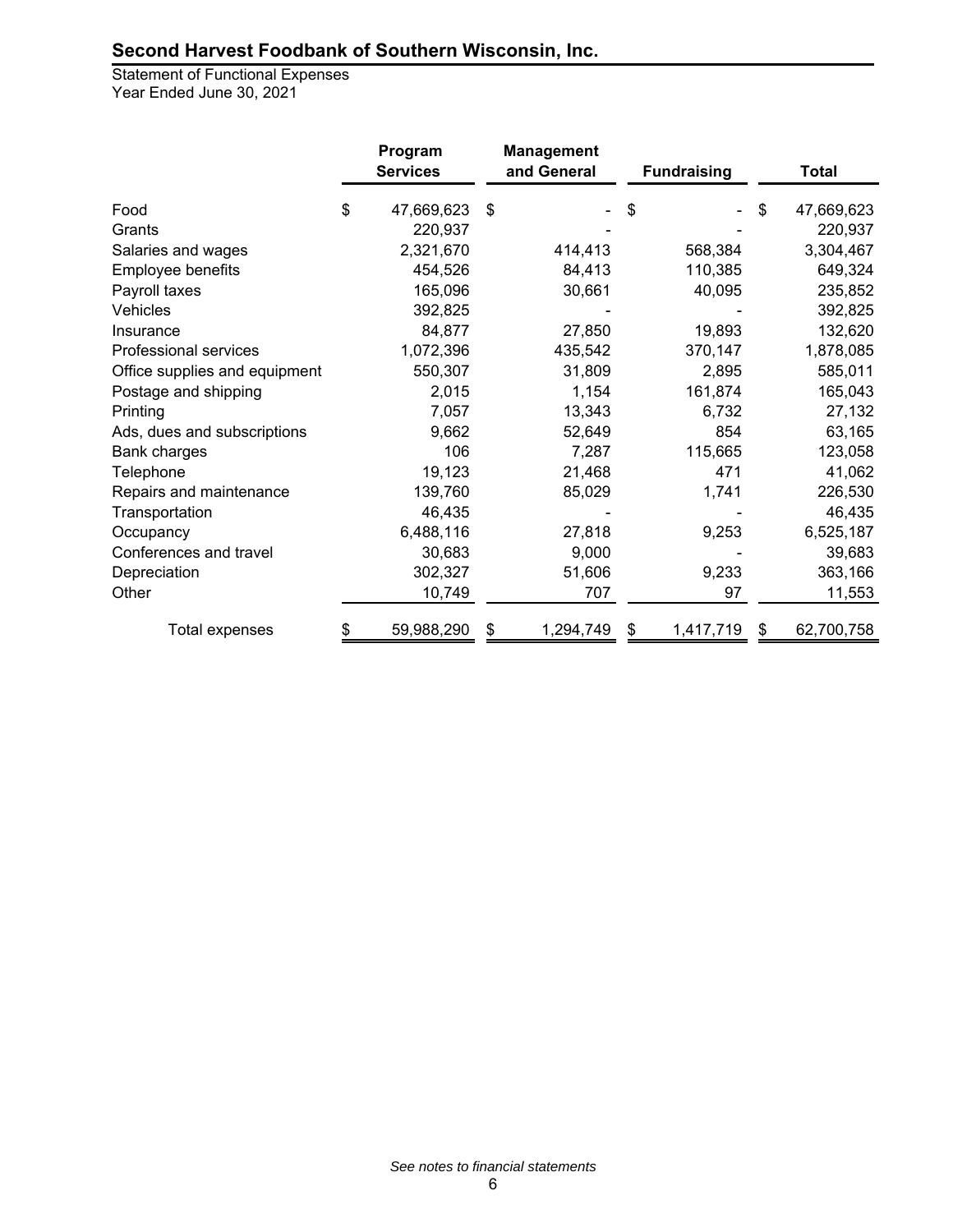# Second Harvest Foodbank of Southern Wisconsin, Inc.

Statement of Functional Expenses
Year Ended June 30, 2021

| | Program Services | Management and General | Fundraising | Total |
|---|---|---|---|---|
| Food | $ 47,669,623 | $ - | $ - | $ 47,669,623 |
| Grants | 220,937 | - | - | 220,937 |
| Salaries and wages | 2,321,670 | 414,413 | 568,384 | 3,304,467 |
| Employee benefits | 454,526 | 84,413 | 110,385 | 649,324 |
| Payroll taxes | 165,096 | 30,661 | 40,095 | 235,852 |
| Vehicles | 392,825 | - | - | 392,825 |
| Insurance | 84,877 | 27,850 | 19,893 | 132,620 |
| Professional services | 1,072,396 | 435,542 | 370,147 | 1,878,085 |
| Office supplies and equipment | 550,307 | 31,809 | 2,895 | 585,011 |
| Postage and shipping | 2,015 | 1,154 | 161,874 | 165,043 |
| Printing | 7,057 | 13,343 | 6,732 | 27,132 |
| Ads, dues and subscriptions | 9,662 | 52,649 | 854 | 63,165 |
| Bank charges | 106 | 7,287 | 115,665 | 123,058 |
| Telephone | 19,123 | 21,468 | 471 | 41,062 |
| Repairs and maintenance | 139,760 | 85,029 | 1,741 | 226,530 |
| Transportation | 46,435 | - | - | 46,435 |
| Occupancy | 6,488,116 | 27,818 | 9,253 | 6,525,187 |
| Conferences and travel | 30,683 | 9,000 | - | 39,683 |
| Depreciation | 302,327 | 51,606 | 9,233 | 363,166 |
| Other | 10,749 | 707 | 97 | 11,553 |
| Total expenses | $ 59,988,290 | $ 1,294,749 | $ 1,417,719 | $ 62,700,758 |

*See notes to financial statements*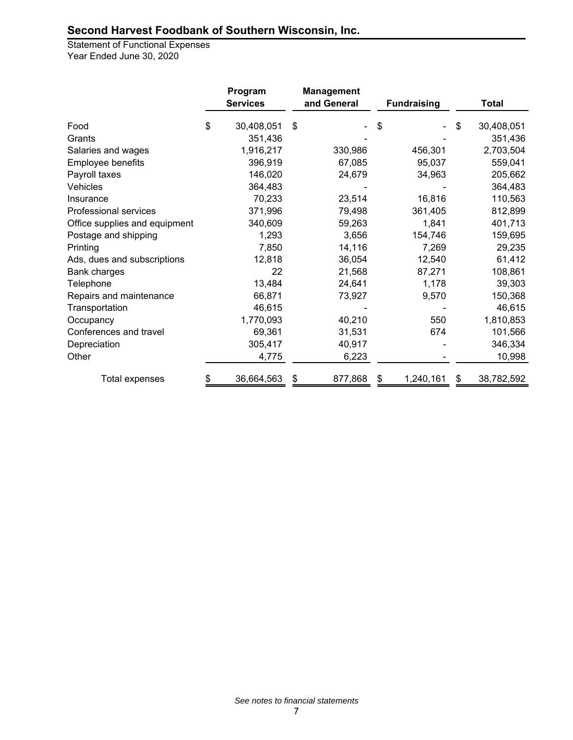# Second Harvest Foodbank of Southern Wisconsin, Inc.

Statement of Functional Expenses
Year Ended June 30, 2020

| | Program Services | Management and General | Fundraising | Total |
|---|---|---|---|---|
| Food | $ 30,408,051 | $ - | $ - | $ 30,408,051 |
| Grants | 351,436 | - | - | 351,436 |
| Salaries and wages | 1,916,217 | 330,986 | 456,301 | 2,703,504 |
| Employee benefits | 396,919 | 67,085 | 95,037 | 559,041 |
| Payroll taxes | 146,020 | 24,679 | 34,963 | 205,662 |
| Vehicles | 364,483 | - | - | 364,483 |
| Insurance | 70,233 | 23,514 | 16,816 | 110,563 |
| Professional services | 371,996 | 79,498 | 361,405 | 812,899 |
| Office supplies and equipment | 340,609 | 59,263 | 1,841 | 401,713 |
| Postage and shipping | 1,293 | 3,656 | 154,746 | 159,695 |
| Printing | 7,850 | 14,116 | 7,269 | 29,235 |
| Ads, dues and subscriptions | 12,818 | 36,054 | 12,540 | 61,412 |
| Bank charges | 22 | 21,568 | 87,271 | 108,861 |
| Telephone | 13,484 | 24,641 | 1,178 | 39,303 |
| Repairs and maintenance | 66,871 | 73,927 | 9,570 | 150,368 |
| Transportation | 46,615 | - | - | 46,615 |
| Occupancy | 1,770,093 | 40,210 | 550 | 1,810,853 |
| Conferences and travel | 69,361 | 31,531 | 674 | 101,566 |
| Depreciation | 305,417 | 40,917 | - | 346,334 |
| Other | 4,775 | 6,223 | - | 10,998 |
| Total expenses | $ 36,664,563 | $ 877,868 | $ 1,240,161 | $ 38,782,592 |

*See notes to financial statements*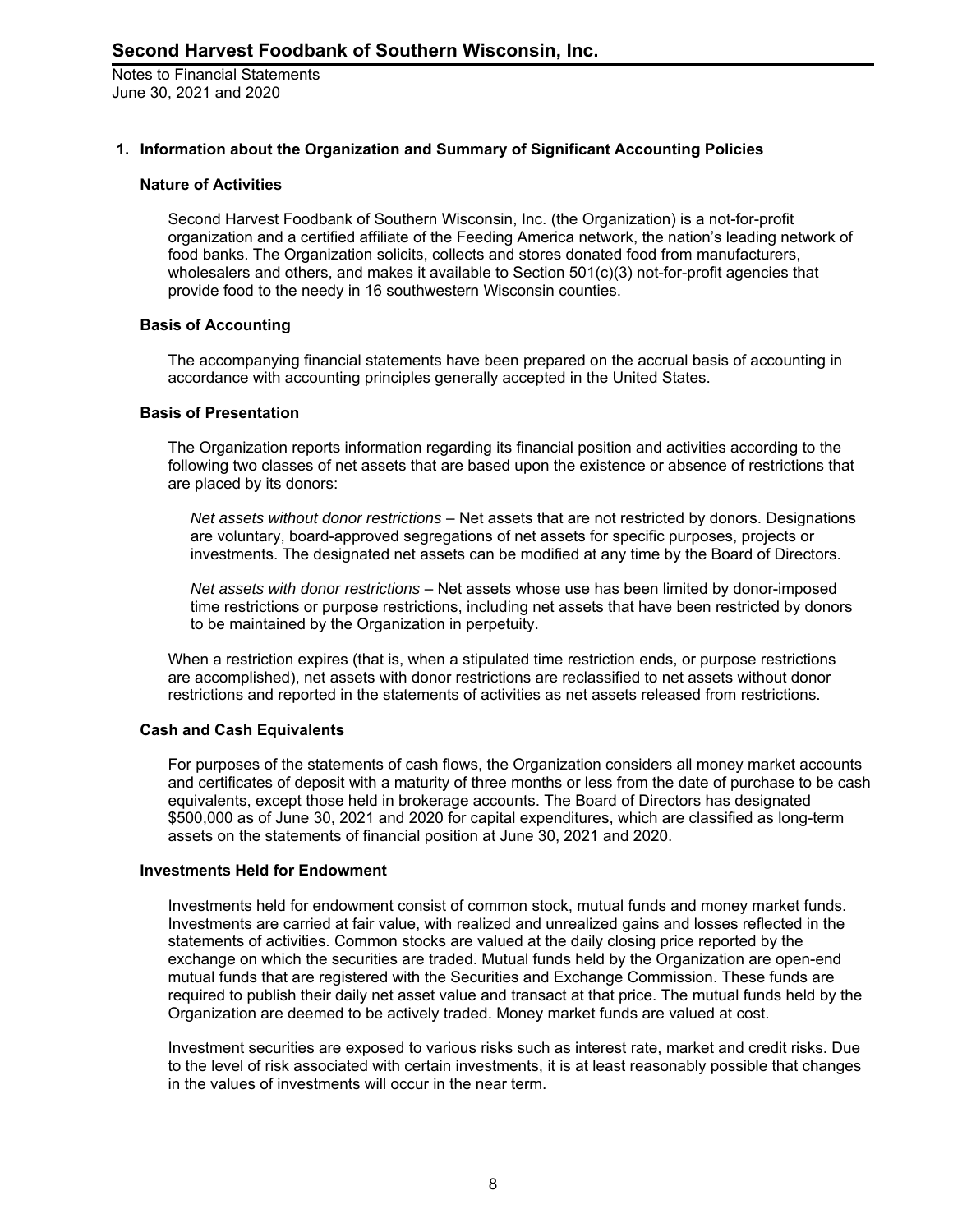## 1. Information about the Organization and Summary of Significant Accounting Policies

### Nature of Activities

Second Harvest Foodbank of Southern Wisconsin, Inc. (the Organization) is a not-for-profit organization and a certified affiliate of the Feeding America network, the nation's leading network of food banks. The Organization solicits, collects and stores donated food from manufacturers, wholesalers and others, and makes it available to Section 501(c)(3) not-for-profit agencies that provide food to the needy in 16 southwestern Wisconsin counties.

### Basis of Accounting

The accompanying financial statements have been prepared on the accrual basis of accounting in accordance with accounting principles generally accepted in the United States.

### Basis of Presentation

The Organization reports information regarding its financial position and activities according to the following two classes of net assets that are based upon the existence or absence of restrictions that are placed by its donors:

*Net assets without donor restrictions* – Net assets that are not restricted by donors. Designations are voluntary, board-approved segregations of net assets for specific purposes, projects or investments. The designated net assets can be modified at any time by the Board of Directors.

*Net assets with donor restrictions* – Net assets whose use has been limited by donor-imposed time restrictions or purpose restrictions, including net assets that have been restricted by donors to be maintained by the Organization in perpetuity.

When a restriction expires (that is, when a stipulated time restriction ends, or purpose restrictions are accomplished), net assets with donor restrictions are reclassified to net assets without donor restrictions and reported in the statements of activities as net assets released from restrictions.

### Cash and Cash Equivalents

For purposes of the statements of cash flows, the Organization considers all money market accounts and certificates of deposit with a maturity of three months or less from the date of purchase to be cash equivalents, except those held in brokerage accounts. The Board of Directors has designated $500,000 as of June 30, 2021 and 2020 for capital expenditures, which are classified as long-term assets on the statements of financial position at June 30, 2021 and 2020.

### Investments Held for Endowment

Investments held for endowment consist of common stock, mutual funds and money market funds. Investments are carried at fair value, with realized and unrealized gains and losses reflected in the statements of activities. Common stocks are valued at the daily closing price reported by the exchange on which the securities are traded. Mutual funds held by the Organization are open-end mutual funds that are registered with the Securities and Exchange Commission. These funds are required to publish their daily net asset value and transact at that price. The mutual funds held by the Organization are deemed to be actively traded. Money market funds are valued at cost.

Investment securities are exposed to various risks such as interest rate, market and credit risks. Due to the level of risk associated with certain investments, it is at least reasonably possible that changes in the values of investments will occur in the near term.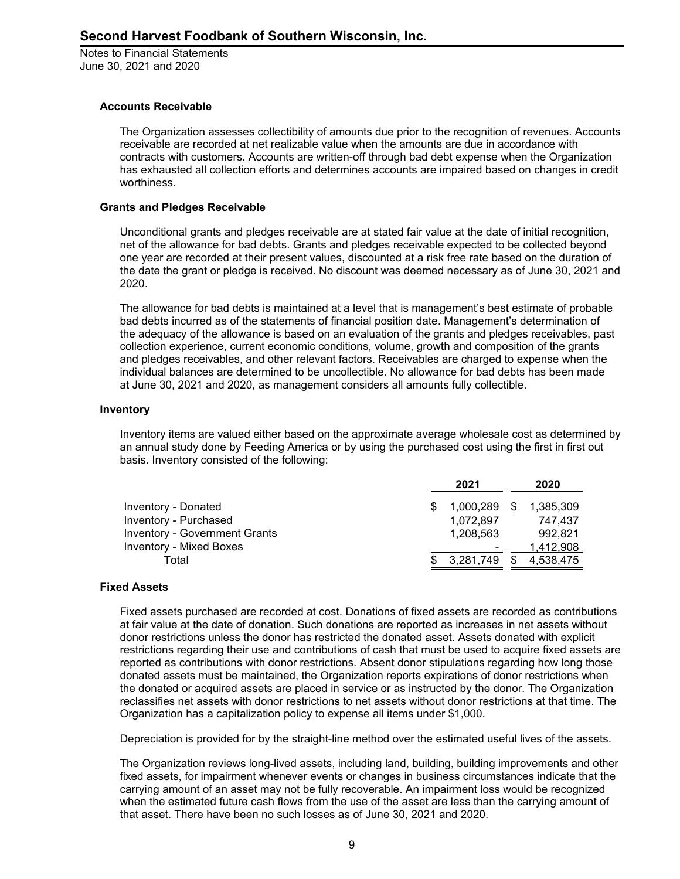#### Accounts Receivable

The Organization assesses collectibility of amounts due prior to the recognition of revenues. Accounts receivable are recorded at net realizable value when the amounts are due in accordance with contracts with customers. Accounts are written-off through bad debt expense when the Organization has exhausted all collection efforts and determines accounts are impaired based on changes in credit worthiness.

#### Grants and Pledges Receivable

Unconditional grants and pledges receivable are at stated fair value at the date of initial recognition, net of the allowance for bad debts. Grants and pledges receivable expected to be collected beyond one year are recorded at their present values, discounted at a risk free rate based on the duration of the date the grant or pledge is received. No discount was deemed necessary as of June 30, 2021 and 2020.

The allowance for bad debts is maintained at a level that is management's best estimate of probable bad debts incurred as of the statements of financial position date. Management's determination of the adequacy of the allowance is based on an evaluation of the grants and pledges receivables, past collection experience, current economic conditions, volume, growth and composition of the grants and pledges receivables, and other relevant factors. Receivables are charged to expense when the individual balances are determined to be uncollectible. No allowance for bad debts has been made at June 30, 2021 and 2020, as management considers all amounts fully collectible.

#### Inventory

Inventory items are valued either based on the approximate average wholesale cost as determined by an annual study done by Feeding America or by using the purchased cost using the first in first out basis. Inventory consisted of the following:

| | 2021 | 2020 |
|---|---|---|
| Inventory - Donated | $ 1,000,289 | $ 1,385,309 |
| Inventory - Purchased | 1,072,897 | 747,437 |
| Inventory - Government Grants | 1,208,563 | 992,821 |
| Inventory - Mixed Boxes | - | 1,412,908 |
| Total | $ 3,281,749 | $ 4,538,475 |

#### Fixed Assets

Fixed assets purchased are recorded at cost. Donations of fixed assets are recorded as contributions at fair value at the date of donation. Such donations are reported as increases in net assets without donor restrictions unless the donor has restricted the donated asset. Assets donated with explicit restrictions regarding their use and contributions of cash that must be used to acquire fixed assets are reported as contributions with donor restrictions. Absent donor stipulations regarding how long those donated assets must be maintained, the Organization reports expirations of donor restrictions when the donated or acquired assets are placed in service or as instructed by the donor. The Organization reclassifies net assets with donor restrictions to net assets without donor restrictions at that time. The Organization has a capitalization policy to expense all items under $1,000.

Depreciation is provided for by the straight-line method over the estimated useful lives of the assets.

The Organization reviews long-lived assets, including land, building, building improvements and other fixed assets, for impairment whenever events or changes in business circumstances indicate that the carrying amount of an asset may not be fully recoverable. An impairment loss would be recognized when the estimated future cash flows from the use of the asset are less than the carrying amount of that asset. There have been no such losses as of June 30, 2021 and 2020.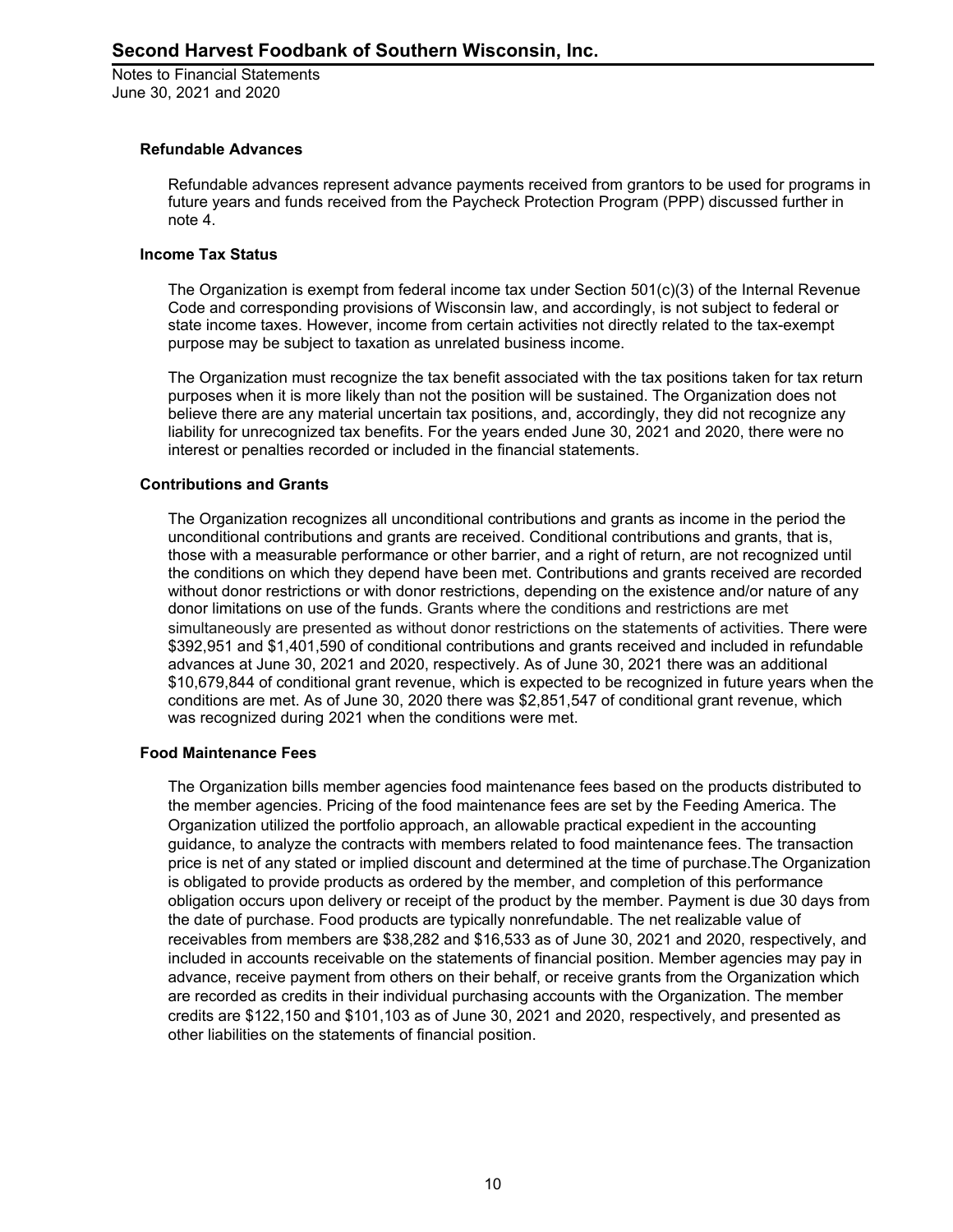### Refundable Advances

Refundable advances represent advance payments received from grantors to be used for programs in future years and funds received from the Paycheck Protection Program (PPP) discussed further in note 4.

### Income Tax Status

The Organization is exempt from federal income tax under Section 501(c)(3) of the Internal Revenue Code and corresponding provisions of Wisconsin law, and accordingly, is not subject to federal or state income taxes. However, income from certain activities not directly related to the tax-exempt purpose may be subject to taxation as unrelated business income.

The Organization must recognize the tax benefit associated with the tax positions taken for tax return purposes when it is more likely than not the position will be sustained. The Organization does not believe there are any material uncertain tax positions, and, accordingly, they did not recognize any liability for unrecognized tax benefits. For the years ended June 30, 2021 and 2020, there were no interest or penalties recorded or included in the financial statements.

### Contributions and Grants

The Organization recognizes all unconditional contributions and grants as income in the period the unconditional contributions and grants are received. Conditional contributions and grants, that is, those with a measurable performance or other barrier, and a right of return, are not recognized until the conditions on which they depend have been met. Contributions and grants received are recorded without donor restrictions or with donor restrictions, depending on the existence and/or nature of any donor limitations on use of the funds. Grants where the conditions and restrictions are met simultaneously are presented as without donor restrictions on the statements of activities. There were $392,951 and $1,401,590 of conditional contributions and grants received and included in refundable advances at June 30, 2021 and 2020, respectively. As of June 30, 2021 there was an additional $10,679,844 of conditional grant revenue, which is expected to be recognized in future years when the conditions are met. As of June 30, 2020 there was $2,851,547 of conditional grant revenue, which was recognized during 2021 when the conditions were met.

### Food Maintenance Fees

The Organization bills member agencies food maintenance fees based on the products distributed to the member agencies. Pricing of the food maintenance fees are set by the Feeding America. The Organization utilized the portfolio approach, an allowable practical expedient in the accounting guidance, to analyze the contracts with members related to food maintenance fees. The transaction price is net of any stated or implied discount and determined at the time of purchase.The Organization is obligated to provide products as ordered by the member, and completion of this performance obligation occurs upon delivery or receipt of the product by the member. Payment is due 30 days from the date of purchase. Food products are typically nonrefundable. The net realizable value of receivables from members are $38,282 and $16,533 as of June 30, 2021 and 2020, respectively, and included in accounts receivable on the statements of financial position. Member agencies may pay in advance, receive payment from others on their behalf, or receive grants from the Organization which are recorded as credits in their individual purchasing accounts with the Organization. The member credits are $122,150 and $101,103 as of June 30, 2021 and 2020, respectively, and presented as other liabilities on the statements of financial position.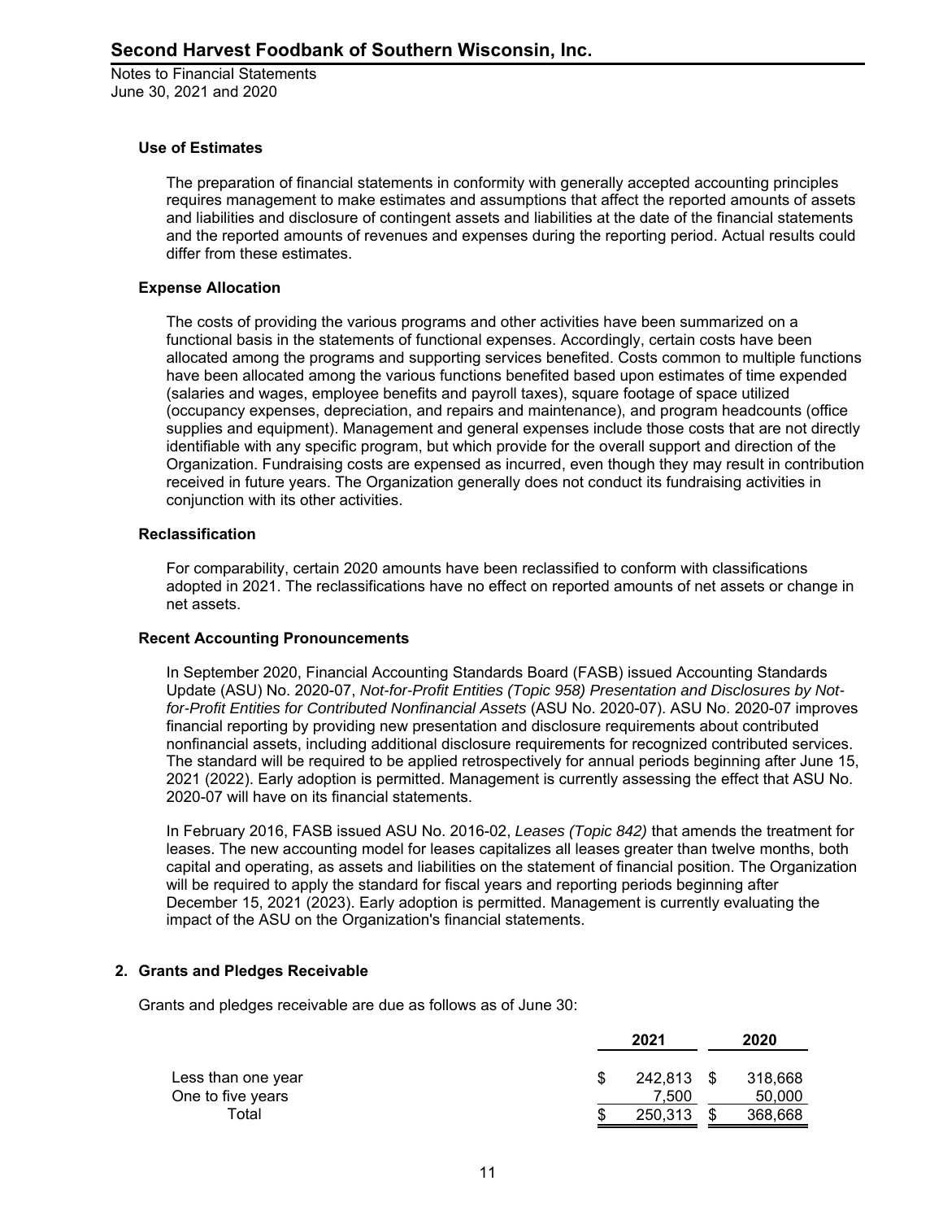### Use of Estimates

The preparation of financial statements in conformity with generally accepted accounting principles requires management to make estimates and assumptions that affect the reported amounts of assets and liabilities and disclosure of contingent assets and liabilities at the date of the financial statements and the reported amounts of revenues and expenses during the reporting period. Actual results could differ from these estimates.

### Expense Allocation

The costs of providing the various programs and other activities have been summarized on a functional basis in the statements of functional expenses. Accordingly, certain costs have been allocated among the programs and supporting services benefited. Costs common to multiple functions have been allocated among the various functions benefited based upon estimates of time expended (salaries and wages, employee benefits and payroll taxes), square footage of space utilized (occupancy expenses, depreciation, and repairs and maintenance), and program headcounts (office supplies and equipment). Management and general expenses include those costs that are not directly identifiable with any specific program, but which provide for the overall support and direction of the Organization. Fundraising costs are expensed as incurred, even though they may result in contribution received in future years. The Organization generally does not conduct its fundraising activities in conjunction with its other activities.

### Reclassification

For comparability, certain 2020 amounts have been reclassified to conform with classifications adopted in 2021. The reclassifications have no effect on reported amounts of net assets or change in net assets.

### Recent Accounting Pronouncements

In September 2020, Financial Accounting Standards Board (FASB) issued Accounting Standards Update (ASU) No. 2020-07, *Not-for-Profit Entities (Topic 958) Presentation and Disclosures by Not-for-Profit Entities for Contributed Nonfinancial Assets* (ASU No. 2020-07). ASU No. 2020-07 improves financial reporting by providing new presentation and disclosure requirements about contributed nonfinancial assets, including additional disclosure requirements for recognized contributed services. The standard will be required to be applied retrospectively for annual periods beginning after June 15, 2021 (2022). Early adoption is permitted. Management is currently assessing the effect that ASU No. 2020-07 will have on its financial statements.

In February 2016, FASB issued ASU No. 2016-02, *Leases (Topic 842)* that amends the treatment for leases. The new accounting model for leases capitalizes all leases greater than twelve months, both capital and operating, as assets and liabilities on the statement of financial position. The Organization will be required to apply the standard for fiscal years and reporting periods beginning after December 15, 2021 (2023). Early adoption is permitted. Management is currently evaluating the impact of the ASU on the Organization's financial statements.

## 2. Grants and Pledges Receivable

Grants and pledges receivable are due as follows as of June 30:

| | 2021 | 2020 |
|---|---|---|
| Less than one year | $ 242,813 | $ 318,668 |
| One to five years | 7,500 | 50,000 |
| Total | $ 250,313 | $ 368,668 |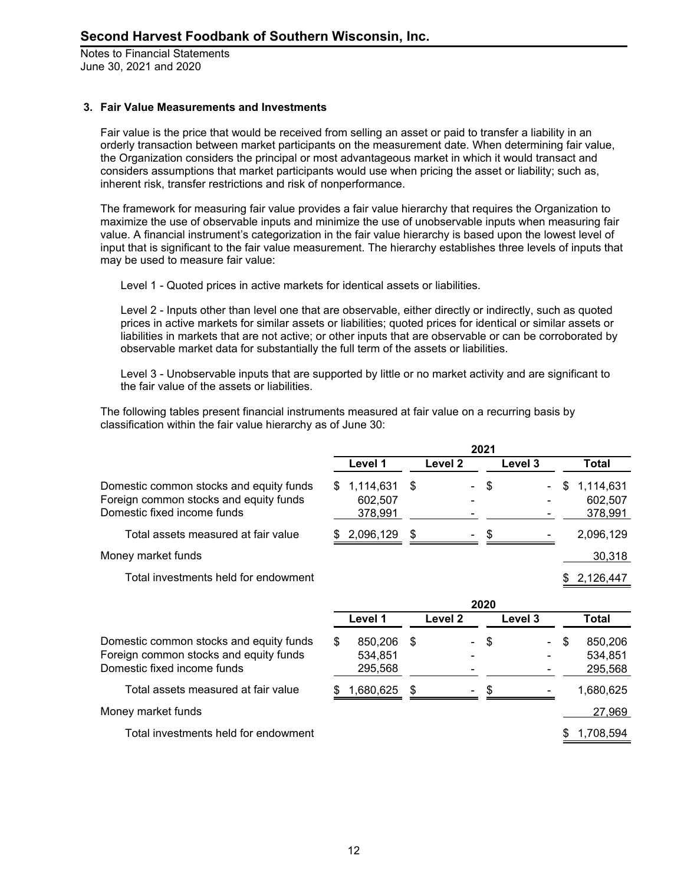### 3. Fair Value Measurements and Investments

Fair value is the price that would be received from selling an asset or paid to transfer a liability in an orderly transaction between market participants on the measurement date. When determining fair value, the Organization considers the principal or most advantageous market in which it would transact and considers assumptions that market participants would use when pricing the asset or liability; such as, inherent risk, transfer restrictions and risk of nonperformance.

The framework for measuring fair value provides a fair value hierarchy that requires the Organization to maximize the use of observable inputs and minimize the use of unobservable inputs when measuring fair value. A financial instrument's categorization in the fair value hierarchy is based upon the lowest level of input that is significant to the fair value measurement. The hierarchy establishes three levels of inputs that may be used to measure fair value:

Level 1 - Quoted prices in active markets for identical assets or liabilities.

Level 2 - Inputs other than level one that are observable, either directly or indirectly, such as quoted prices in active markets for similar assets or liabilities; quoted prices for identical or similar assets or liabilities in markets that are not active; or other inputs that are observable or can be corroborated by observable market data for substantially the full term of the assets or liabilities.

Level 3 - Unobservable inputs that are supported by little or no market activity and are significant to the fair value of the assets or liabilities.

The following tables present financial instruments measured at fair value on a recurring basis by classification within the fair value hierarchy as of June 30:

| | 2021 | | | |
|---|---|---|---|---|
| | Level 1 | Level 2 | Level 3 | Total |
| Domestic common stocks and equity funds | $ 1,114,631 | $ - | $ - | $ 1,114,631 |
| Foreign common stocks and equity funds | 602,507 | - | - | 602,507 |
| Domestic fixed income funds | 378,991 | - | - | 378,991 |
| Total assets measured at fair value | $ 2,096,129 | $ - | $ - | 2,096,129 |
| Money market funds | | | | 30,318 |
| Total investments held for endowment | | | | $ 2,126,447 |

| | 2020 | | | |
|---|---|---|---|---|
| | Level 1 | Level 2 | Level 3 | Total |
| Domestic common stocks and equity funds | $ 850,206 | $ - | $ - | $ 850,206 |
| Foreign common stocks and equity funds | 534,851 | - | - | 534,851 |
| Domestic fixed income funds | 295,568 | - | - | 295,568 |
| Total assets measured at fair value | $ 1,680,625 | $ - | $ - | 1,680,625 |
| Money market funds | | | | 27,969 |
| Total investments held for endowment | | | | $ 1,708,594 |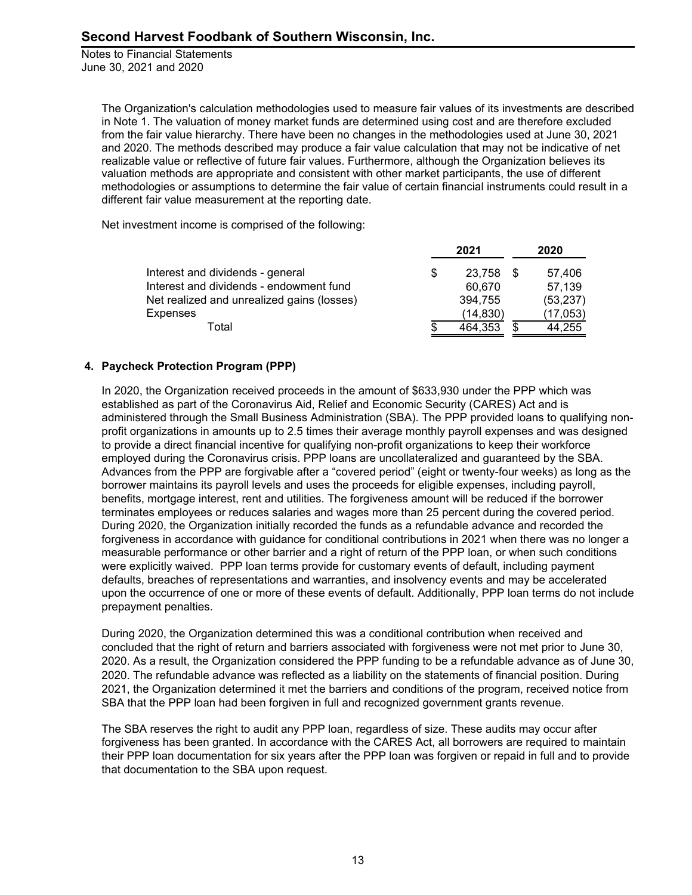The Organization's calculation methodologies used to measure fair values of its investments are described in Note 1. The valuation of money market funds are determined using cost and are therefore excluded from the fair value hierarchy. There have been no changes in the methodologies used at June 30, 2021 and 2020. The methods described may produce a fair value calculation that may not be indicative of net realizable value or reflective of future fair values. Furthermore, although the Organization believes its valuation methods are appropriate and consistent with other market participants, the use of different methodologies or assumptions to determine the fair value of certain financial instruments could result in a different fair value measurement at the reporting date.

Net investment income is comprised of the following:

| | 2021 | 2020 |
|---|---|---|
| Interest and dividends - general | $ 23,758 | $ 57,406 |
| Interest and dividends - endowment fund | 60,670 | 57,139 |
| Net realized and unrealized gains (losses) | 394,755 | (53,237) |
| Expenses | (14,830) | (17,053) |
| Total | $ 464,353 | $ 44,255 |

## 4. Paycheck Protection Program (PPP)

In 2020, the Organization received proceeds in the amount of $633,930 under the PPP which was established as part of the Coronavirus Aid, Relief and Economic Security (CARES) Act and is administered through the Small Business Administration (SBA). The PPP provided loans to qualifying non-profit organizations in amounts up to 2.5 times their average monthly payroll expenses and was designed to provide a direct financial incentive for qualifying non-profit organizations to keep their workforce employed during the Coronavirus crisis. PPP loans are uncollateralized and guaranteed by the SBA. Advances from the PPP are forgivable after a “covered period” (eight or twenty-four weeks) as long as the borrower maintains its payroll levels and uses the proceeds for eligible expenses, including payroll, benefits, mortgage interest, rent and utilities. The forgiveness amount will be reduced if the borrower terminates employees or reduces salaries and wages more than 25 percent during the covered period. During 2020, the Organization initially recorded the funds as a refundable advance and recorded the forgiveness in accordance with guidance for conditional contributions in 2021 when there was no longer a measurable performance or other barrier and a right of return of the PPP loan, or when such conditions were explicitly waived. PPP loan terms provide for customary events of default, including payment defaults, breaches of representations and warranties, and insolvency events and may be accelerated upon the occurrence of one or more of these events of default. Additionally, PPP loan terms do not include prepayment penalties.

During 2020, the Organization determined this was a conditional contribution when received and concluded that the right of return and barriers associated with forgiveness were not met prior to June 30, 2020. As a result, the Organization considered the PPP funding to be a refundable advance as of June 30, 2020. The refundable advance was reflected as a liability on the statements of financial position. During 2021, the Organization determined it met the barriers and conditions of the program, received notice from SBA that the PPP loan had been forgiven in full and recognized government grants revenue.

The SBA reserves the right to audit any PPP loan, regardless of size. These audits may occur after forgiveness has been granted. In accordance with the CARES Act, all borrowers are required to maintain their PPP loan documentation for six years after the PPP loan was forgiven or repaid in full and to provide that documentation to the SBA upon request.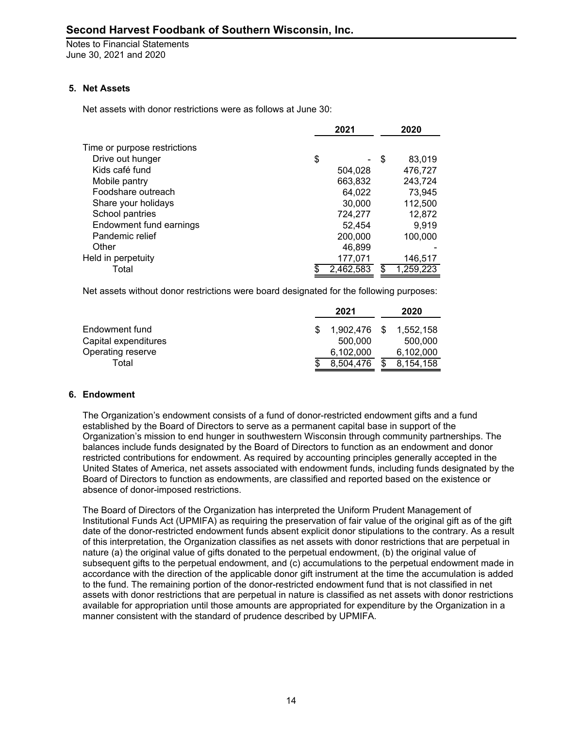**Second Harvest Foodbank of Southern Wisconsin, Inc.**

Notes to Financial Statements
June 30, 2021 and 2020

## 5. Net Assets

Net assets with donor restrictions were as follows at June 30:

| | 2021 | 2020 |
|---|---|---|
| Time or purpose restrictions | | |
| Drive out hunger | $ - | $ 83,019 |
| Kids café fund | 504,028 | 476,727 |
| Mobile pantry | 663,832 | 243,724 |
| Foodshare outreach | 64,022 | 73,945 |
| Share your holidays | 30,000 | 112,500 |
| School pantries | 724,277 | 12,872 |
| Endowment fund earnings | 52,454 | 9,919 |
| Pandemic relief | 200,000 | 100,000 |
| Other | 46,899 | - |
| Held in perpetuity | 177,071 | 146,517 |
| Total | $ 2,462,583 | $ 1,259,223 |

Net assets without donor restrictions were board designated for the following purposes:

| | 2021 | 2020 |
|---|---|---|
| Endowment fund | $ 1,902,476 | $ 1,552,158 |
| Capital expenditures | 500,000 | 500,000 |
| Operating reserve | 6,102,000 | 6,102,000 |
| Total | $ 8,504,476 | $ 8,154,158 |

## 6. Endowment

The Organization's endowment consists of a fund of donor-restricted endowment gifts and a fund established by the Board of Directors to serve as a permanent capital base in support of the Organization's mission to end hunger in southwestern Wisconsin through community partnerships. The balances include funds designated by the Board of Directors to function as an endowment and donor restricted contributions for endowment. As required by accounting principles generally accepted in the United States of America, net assets associated with endowment funds, including funds designated by the Board of Directors to function as endowments, are classified and reported based on the existence or absence of donor-imposed restrictions.

The Board of Directors of the Organization has interpreted the Uniform Prudent Management of Institutional Funds Act (UPMIFA) as requiring the preservation of fair value of the original gift as of the gift date of the donor-restricted endowment funds absent explicit donor stipulations to the contrary. As a result of this interpretation, the Organization classifies as net assets with donor restrictions that are perpetual in nature (a) the original value of gifts donated to the perpetual endowment, (b) the original value of subsequent gifts to the perpetual endowment, and (c) accumulations to the perpetual endowment made in accordance with the direction of the applicable donor gift instrument at the time the accumulation is added to the fund. The remaining portion of the donor-restricted endowment fund that is not classified in net assets with donor restrictions that are perpetual in nature is classified as net assets with donor restrictions available for appropriation until those amounts are appropriated for expenditure by the Organization in a manner consistent with the standard of prudence described by UPMIFA.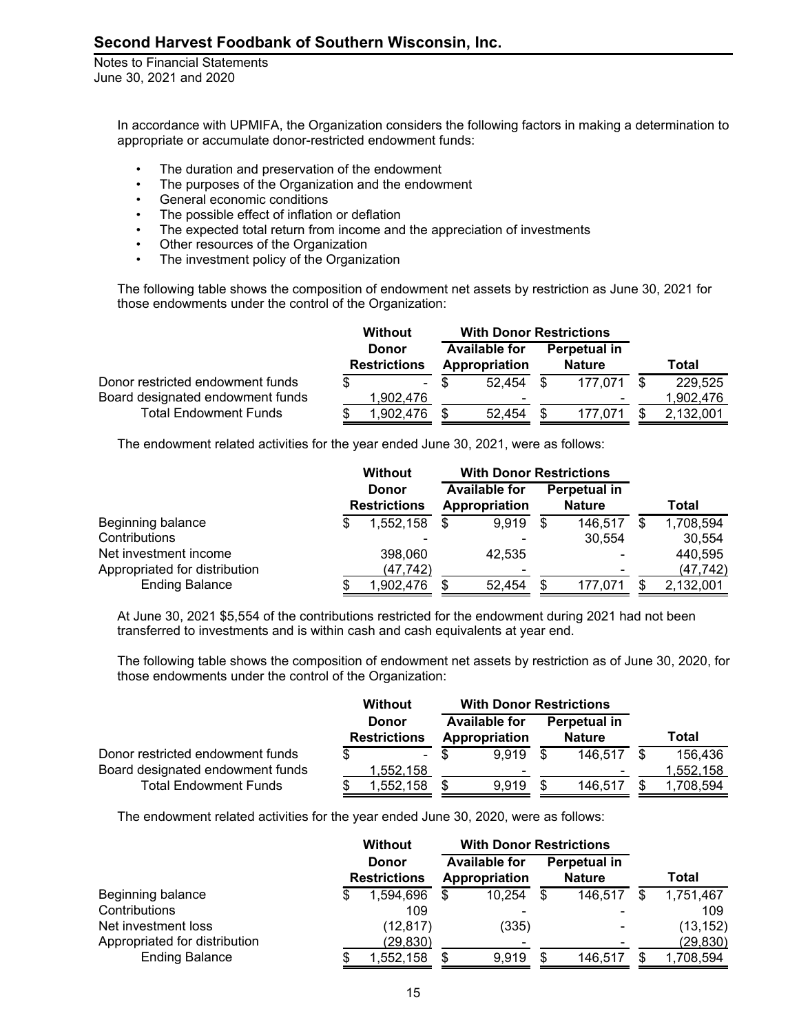In accordance with UPMIFA, the Organization considers the following factors in making a determination to appropriate or accumulate donor-restricted endowment funds:

- The duration and preservation of the endowment
- The purposes of the Organization and the endowment
- General economic conditions
- The possible effect of inflation or deflation
- The expected total return from income and the appreciation of investments
- Other resources of the Organization
- The investment policy of the Organization

The following table shows the composition of endowment net assets by restriction as June 30, 2021 for those endowments under the control of the Organization:

| | Without Donor Restrictions | With Donor Restrictions | | |
|---|---|---|---|---|
| | | Available for Appropriation | Perpetual in Nature | Total |
| Donor restricted endowment funds | $ - | $ 52,454 | $ 177,071 | $ 229,525 |
| Board designated endowment funds | 1,902,476 | - | - | 1,902,476 |
| Total Endowment Funds | $ 1,902,476 | $ 52,454 | $ 177,071 | $ 2,132,001 |

The endowment related activities for the year ended June 30, 2021, were as follows:

| | Without Donor Restrictions | With Donor Restrictions | | |
|---|---|---|---|---|
| | | Available for Appropriation | Perpetual in Nature | Total |
| Beginning balance | $ 1,552,158 | $ 9,919 | $ 146,517 | $ 1,708,594 |
| Contributions | - | - | 30,554 | 30,554 |
| Net investment income | 398,060 | 42,535 | - | 440,595 |
| Appropriated for distribution | (47,742) | - | - | (47,742) |
| Ending Balance | $ 1,902,476 | $ 52,454 | $ 177,071 | $ 2,132,001 |

At June 30, 2021 $5,554 of the contributions restricted for the endowment during 2021 had not been transferred to investments and is within cash and cash equivalents at year end.

The following table shows the composition of endowment net assets by restriction as of June 30, 2020, for those endowments under the control of the Organization:

| | Without Donor Restrictions | With Donor Restrictions | | |
|---|---|---|---|---|
| | | Available for Appropriation | Perpetual in Nature | Total |
| Donor restricted endowment funds | $ - | $ 9,919 | $ 146,517 | $ 156,436 |
| Board designated endowment funds | 1,552,158 | - | - | 1,552,158 |
| Total Endowment Funds | $ 1,552,158 | $ 9,919 | $ 146,517 | $ 1,708,594 |

The endowment related activities for the year ended June 30, 2020, were as follows:

| | Without Donor Restrictions | With Donor Restrictions | | |
|---|---|---|---|---|
| | | Available for Appropriation | Perpetual in Nature | Total |
| Beginning balance | $ 1,594,696 | $ 10,254 | $ 146,517 | $ 1,751,467 |
| Contributions | 109 | - | - | 109 |
| Net investment loss | (12,817) | (335) | - | (13,152) |
| Appropriated for distribution | (29,830) | - | - | (29,830) |
| Ending Balance | $ 1,552,158 | $ 9,919 | $ 146,517 | $ 1,708,594 |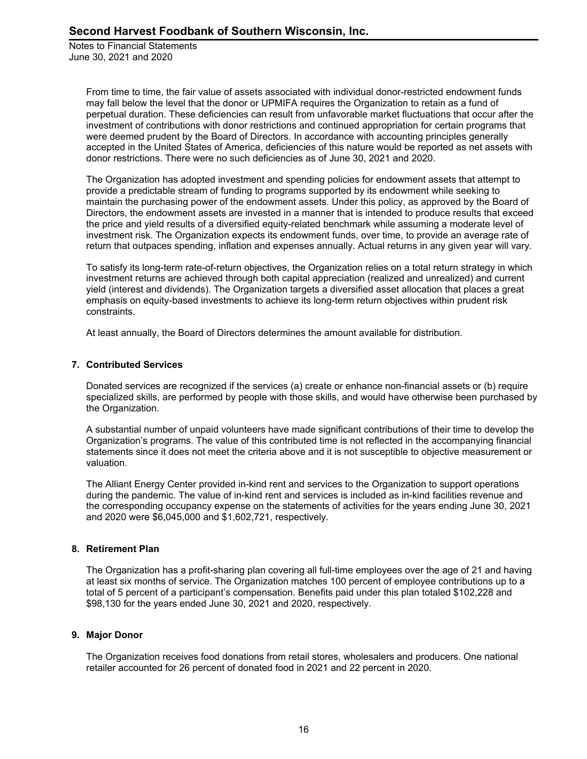From time to time, the fair value of assets associated with individual donor-restricted endowment funds may fall below the level that the donor or UPMIFA requires the Organization to retain as a fund of perpetual duration. These deficiencies can result from unfavorable market fluctuations that occur after the investment of contributions with donor restrictions and continued appropriation for certain programs that were deemed prudent by the Board of Directors. In accordance with accounting principles generally accepted in the United States of America, deficiencies of this nature would be reported as net assets with donor restrictions. There were no such deficiencies as of June 30, 2021 and 2020.

The Organization has adopted investment and spending policies for endowment assets that attempt to provide a predictable stream of funding to programs supported by its endowment while seeking to maintain the purchasing power of the endowment assets. Under this policy, as approved by the Board of Directors, the endowment assets are invested in a manner that is intended to produce results that exceed the price and yield results of a diversified equity-related benchmark while assuming a moderate level of investment risk. The Organization expects its endowment funds, over time, to provide an average rate of return that outpaces spending, inflation and expenses annually. Actual returns in any given year will vary.

To satisfy its long-term rate-of-return objectives, the Organization relies on a total return strategy in which investment returns are achieved through both capital appreciation (realized and unrealized) and current yield (interest and dividends). The Organization targets a diversified asset allocation that places a great emphasis on equity-based investments to achieve its long-term return objectives within prudent risk constraints.

At least annually, the Board of Directors determines the amount available for distribution.

## 7. Contributed Services

Donated services are recognized if the services (a) create or enhance non-financial assets or (b) require specialized skills, are performed by people with those skills, and would have otherwise been purchased by the Organization.

A substantial number of unpaid volunteers have made significant contributions of their time to develop the Organization's programs. The value of this contributed time is not reflected in the accompanying financial statements since it does not meet the criteria above and it is not susceptible to objective measurement or valuation.

The Alliant Energy Center provided in-kind rent and services to the Organization to support operations during the pandemic. The value of in-kind rent and services is included as in-kind facilities revenue and the corresponding occupancy expense on the statements of activities for the years ending June 30, 2021 and 2020 were $6,045,000 and $1,602,721, respectively.

## 8. Retirement Plan

The Organization has a profit-sharing plan covering all full-time employees over the age of 21 and having at least six months of service. The Organization matches 100 percent of employee contributions up to a total of 5 percent of a participant's compensation. Benefits paid under this plan totaled $102,228 and $98,130 for the years ended June 30, 2021 and 2020, respectively.

## 9. Major Donor

The Organization receives food donations from retail stores, wholesalers and producers. One national retailer accounted for 26 percent of donated food in 2021 and 22 percent in 2020.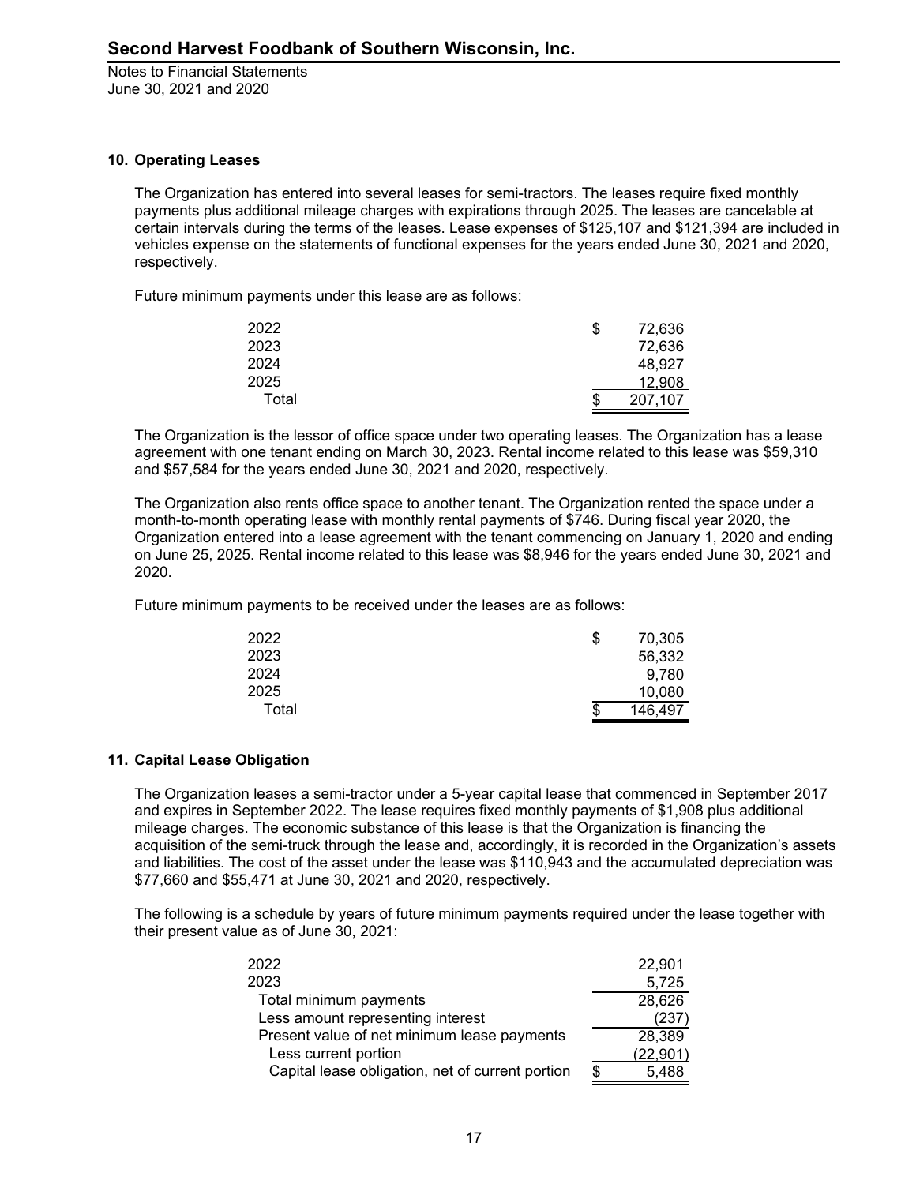## 10. Operating Leases

The Organization has entered into several leases for semi-tractors. The leases require fixed monthly payments plus additional mileage charges with expirations through 2025. The leases are cancelable at certain intervals during the terms of the leases. Lease expenses of $125,107 and $121,394 are included in vehicles expense on the statements of functional expenses for the years ended June 30, 2021 and 2020, respectively.

Future minimum payments under this lease are as follows:

| | |
|---|---|
| 2022 | $ 72,636 |
| 2023 | 72,636 |
| 2024 | 48,927 |
| 2025 | 12,908 |
| Total | $ 207,107 |

The Organization is the lessor of office space under two operating leases. The Organization has a lease agreement with one tenant ending on March 30, 2023. Rental income related to this lease was $59,310 and $57,584 for the years ended June 30, 2021 and 2020, respectively.

The Organization also rents office space to another tenant. The Organization rented the space under a month-to-month operating lease with monthly rental payments of $746. During fiscal year 2020, the Organization entered into a lease agreement with the tenant commencing on January 1, 2020 and ending on June 25, 2025. Rental income related to this lease was $8,946 for the years ended June 30, 2021 and 2020.

Future minimum payments to be received under the leases are as follows:

| | |
|---|---|
| 2022 | $ 70,305 |
| 2023 | 56,332 |
| 2024 | 9,780 |
| 2025 | 10,080 |
| Total | $ 146,497 |

## 11. Capital Lease Obligation

The Organization leases a semi-tractor under a 5-year capital lease that commenced in September 2017 and expires in September 2022. The lease requires fixed monthly payments of $1,908 plus additional mileage charges. The economic substance of this lease is that the Organization is financing the acquisition of the semi-truck through the lease and, accordingly, it is recorded in the Organization's assets and liabilities. The cost of the asset under the lease was $110,943 and the accumulated depreciation was $77,660 and $55,471 at June 30, 2021 and 2020, respectively.

The following is a schedule by years of future minimum payments required under the lease together with their present value as of June 30, 2021:

| | |
|---|---|
| 2022 | 22,901 |
| 2023 | 5,725 |
| Total minimum payments | 28,626 |
| Less amount representing interest | (237) |
| Present value of net minimum lease payments | 28,389 |
| Less current portion | (22,901) |
| Capital lease obligation, net of current portion | $ 5,488 |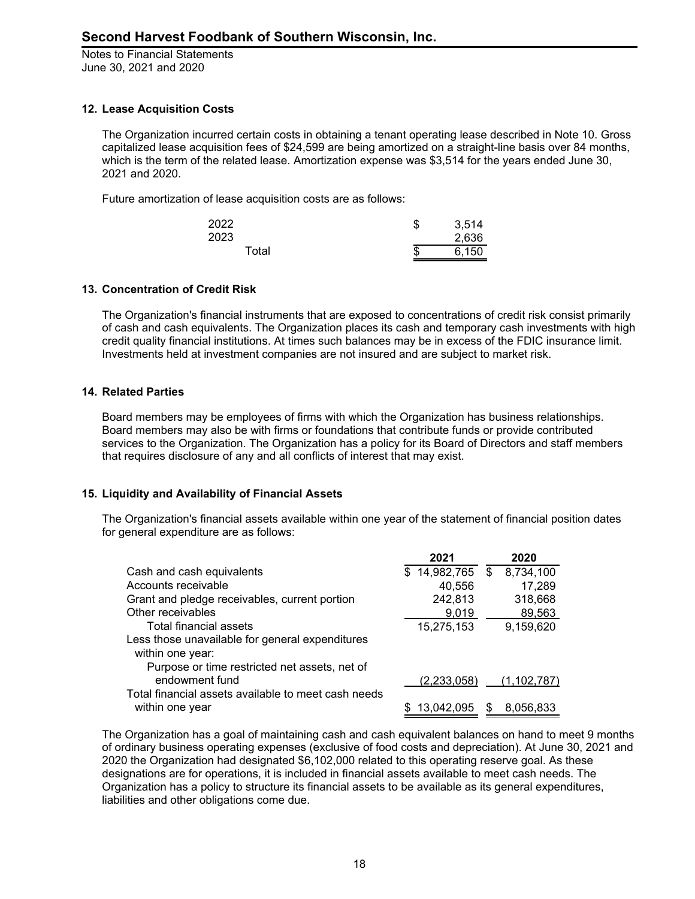## 12. Lease Acquisition Costs

The Organization incurred certain costs in obtaining a tenant operating lease described in Note 10. Gross capitalized lease acquisition fees of $24,599 are being amortized on a straight-line basis over 84 months, which is the term of the related lease. Amortization expense was $3,514 for the years ended June 30, 2021 and 2020.

Future amortization of lease acquisition costs are as follows:

| | |
|---|---|
| 2022 | $ 3,514 |
| 2023 | 2,636 |
| Total | $ 6,150 |

## 13. Concentration of Credit Risk

The Organization's financial instruments that are exposed to concentrations of credit risk consist primarily of cash and cash equivalents. The Organization places its cash and temporary cash investments with high credit quality financial institutions. At times such balances may be in excess of the FDIC insurance limit. Investments held at investment companies are not insured and are subject to market risk.

## 14. Related Parties

Board members may be employees of firms with which the Organization has business relationships. Board members may also be with firms or foundations that contribute funds or provide contributed services to the Organization. The Organization has a policy for its Board of Directors and staff members that requires disclosure of any and all conflicts of interest that may exist.

## 15. Liquidity and Availability of Financial Assets

The Organization's financial assets available within one year of the statement of financial position dates for general expenditure are as follows:

| | 2021 | 2020 |
|---|---|---|
| Cash and cash equivalents | $ 14,982,765 | $ 8,734,100 |
| Accounts receivable | 40,556 | 17,289 |
| Grant and pledge receivables, current portion | 242,813 | 318,668 |
| Other receivables | 9,019 | 89,563 |
| Total financial assets | 15,275,153 | 9,159,620 |
| Less those unavailable for general expenditures within one year: | | |
| Purpose or time restricted net assets, net of endowment fund | (2,233,058) | (1,102,787) |
| Total financial assets available to meet cash needs within one year | $ 13,042,095 | $ 8,056,833 |

The Organization has a goal of maintaining cash and cash equivalent balances on hand to meet 9 months of ordinary business operating expenses (exclusive of food costs and depreciation). At June 30, 2021 and 2020 the Organization had designated $6,102,000 related to this operating reserve goal. As these designations are for operations, it is included in financial assets available to meet cash needs. The Organization has a policy to structure its financial assets to be available as its general expenditures, liabilities and other obligations come due.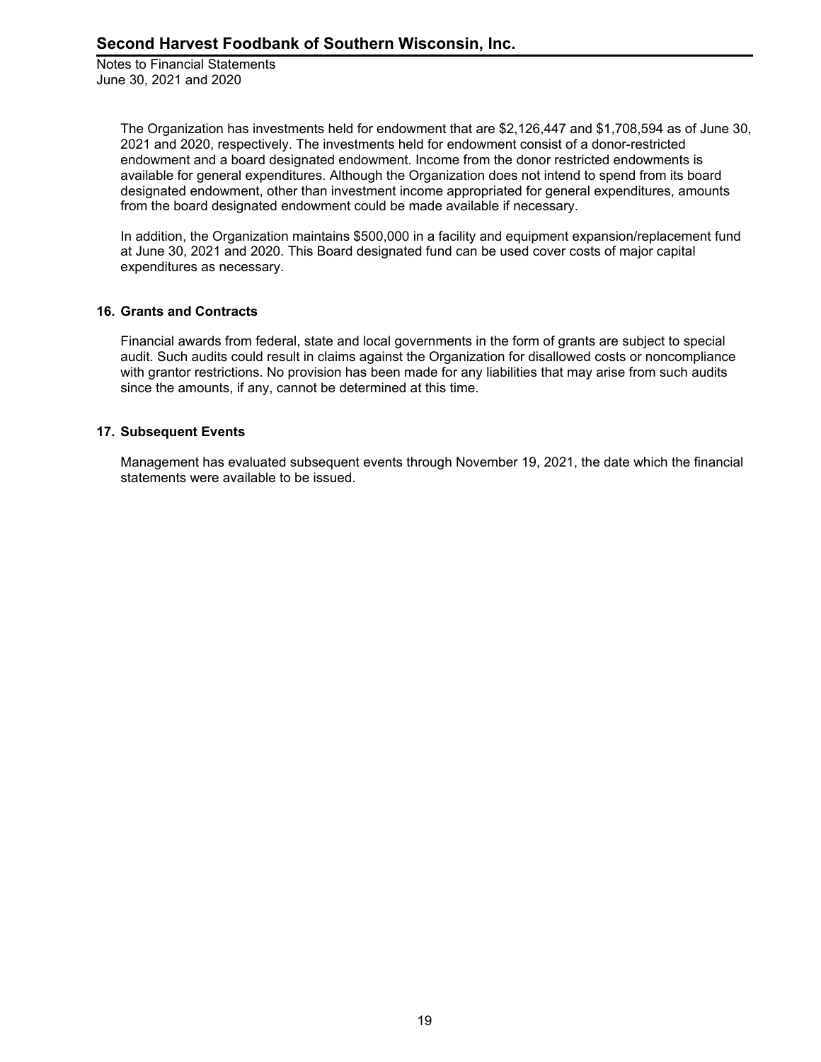The Organization has investments held for endowment that are $2,126,447 and $1,708,594 as of June 30, 2021 and 2020, respectively. The investments held for endowment consist of a donor-restricted endowment and a board designated endowment. Income from the donor restricted endowments is available for general expenditures. Although the Organization does not intend to spend from its board designated endowment, other than investment income appropriated for general expenditures, amounts from the board designated endowment could be made available if necessary.

In addition, the Organization maintains $500,000 in a facility and equipment expansion/replacement fund at June 30, 2021 and 2020. This Board designated fund can be used cover costs of major capital expenditures as necessary.

### 16. Grants and Contracts

Financial awards from federal, state and local governments in the form of grants are subject to special audit. Such audits could result in claims against the Organization for disallowed costs or noncompliance with grantor restrictions. No provision has been made for any liabilities that may arise from such audits since the amounts, if any, cannot be determined at this time.

### 17. Subsequent Events

Management has evaluated subsequent events through November 19, 2021, the date which the financial statements were available to be issued.